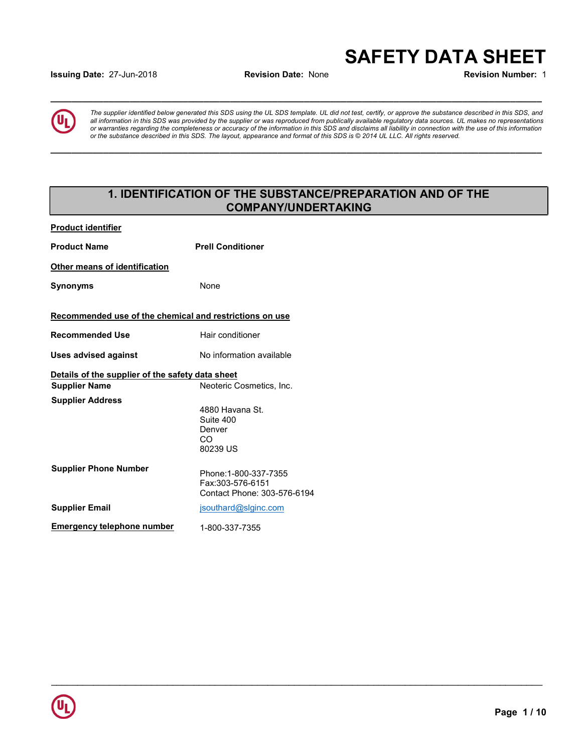# SAFETY DATA SHEET

**Issuing Date:** 27-Jun-2018 **Revision Date:** None **Revision Number:** 1

*The supplier identified below generated this SDS using the UL SDS template. UL did not test, certify, or approve the substance described in this SDS, and all information in this SDS was provided by the supplier or was reproduced from publically available regulatory data sources. UL makes no representations or warranties regarding the completeness or accuracy of the information in this SDS and disclaims all liability in connection with the use of this information or the substance described in this SDS. The layout, appearance and format of this SDS is © 2014 UL LLC. All rights reserved.*

## 1. IDENTIFICATION OF THE SUBSTANCE/PREPARATION AND OF THE COMPANY/UNDERTAKING

**Product identifier**

**Product Name** **Prell Conditioner**

**Other means of identification**

**Synonyms** None

**Recommended use of the chemical and restrictions on use**

**Recommended Use** Hair conditioner

**Uses advised against** No information available

**Details of the supplier of the safety data sheet**

**Supplier Name** Neoteric Cosmetics, Inc.

**Supplier Address**
4880 Havana St.
Suite 400
Denver
CO
80239 US

**Supplier Phone Number**
Phone:1-800-337-7355
Fax:303-576-6151
Contact Phone: 303-576-6194

**Supplier Email** jsouthard@slginc.com

**Emergency telephone number** 1-800-337-7355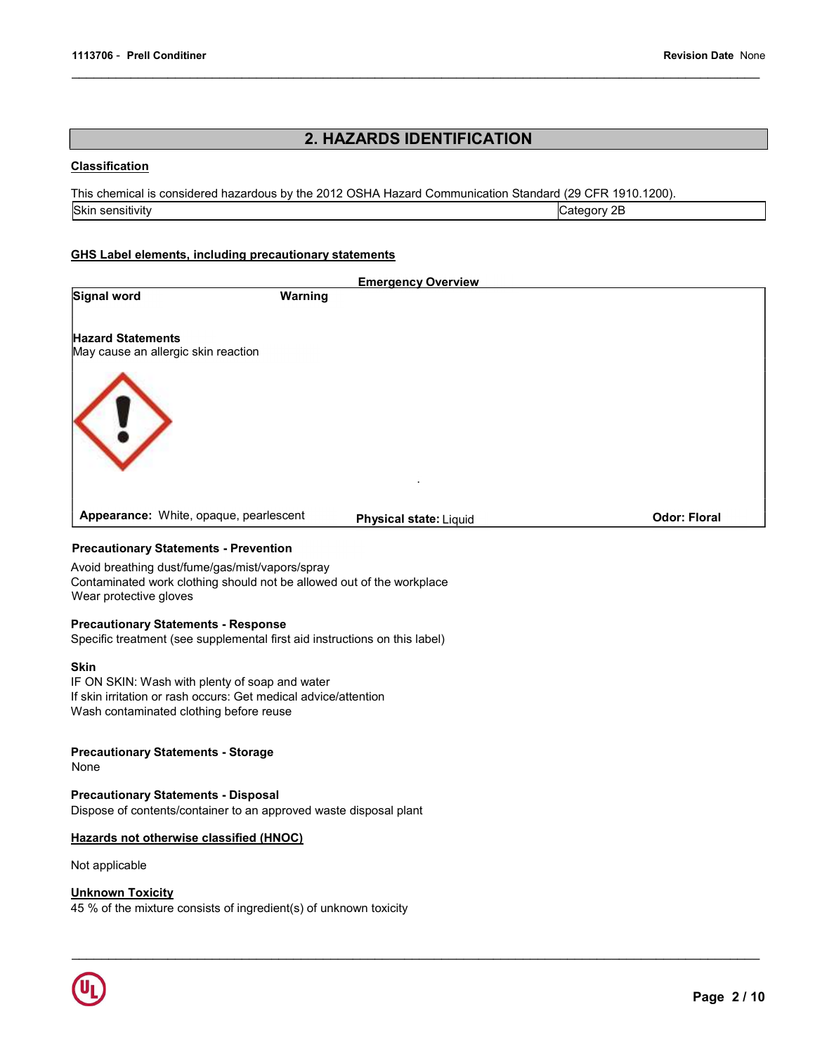## 2. HAZARDS IDENTIFICATION

**Classification**

This chemical is considered hazardous by the 2012 OSHA Hazard Communication Standard (29 CFR 1910.1200).

| | |
|---|---|
| Skin sensitivity | Category 2B |

**GHS Label elements, including precautionary statements**

**Emergency Overview**

**Signal word** **Warning**

**Hazard Statements**
May cause an allergic skin reaction

**Appearance:** White, opaque, pearlescent **Physical state:** Liquid **Odor: Floral**

**Precautionary Statements - Prevention**

Avoid breathing dust/fume/gas/mist/vapors/spray
Contaminated work clothing should not be allowed out of the workplace
Wear protective gloves

**Precautionary Statements - Response**
Specific treatment (see supplemental first aid instructions on this label)

**Skin**
IF ON SKIN: Wash with plenty of soap and water
If skin irritation or rash occurs: Get medical advice/attention
Wash contaminated clothing before reuse

**Precautionary Statements - Storage**
None

**Precautionary Statements - Disposal**
Dispose of contents/container to an approved waste disposal plant

**Hazards not otherwise classified (HNOC)**

Not applicable

**Unknown Toxicity**
45 % of the mixture consists of ingredient(s) of unknown toxicity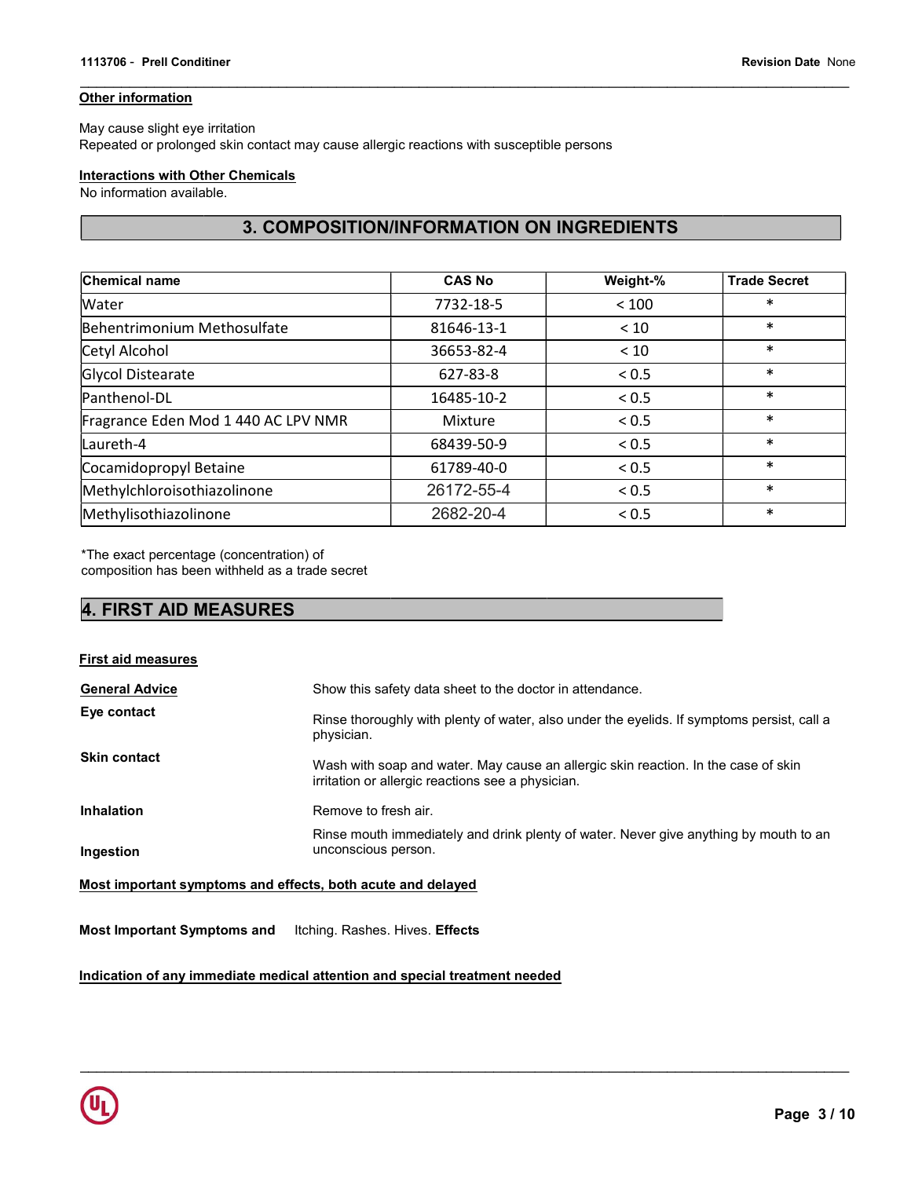### Other information

May cause slight eye irritation
Repeated or prolonged skin contact may cause allergic reactions with susceptible persons

### Interactions with Other Chemicals

No information available.

## 3. COMPOSITION/INFORMATION ON INGREDIENTS

| Chemical name | CAS No | Weight-% | Trade Secret |
|---|---|---|---|
| Water | 7732-18-5 | < 100 | * |
| Behentrimonium Methosulfate | 81646-13-1 | < 10 | * |
| Cetyl Alcohol | 36653-82-4 | < 10 | * |
| Glycol Distearate | 627-83-8 | < 0.5 | * |
| Panthenol-DL | 16485-10-2 | < 0.5 | * |
| Fragrance Eden Mod 1 440 AC LPV NMR | Mixture | < 0.5 | * |
| Laureth-4 | 68439-50-9 | < 0.5 | * |
| Cocamidopropyl Betaine | 61789-40-0 | < 0.5 | * |
| Methylchloroisothiazolinone | 26172-55-4 | < 0.5 | * |
| Methylisothiazolinone | 2682-20-4 | < 0.5 | * |

*The exact percentage (concentration) of composition has been withheld as a trade secret

## 4. FIRST AID MEASURES

### First aid measures

**General Advice** Show this safety data sheet to the doctor in attendance.

**Eye contact** Rinse thoroughly with plenty of water, also under the eyelids. If symptoms persist, call a physician.

**Skin contact** Wash with soap and water. May cause an allergic skin reaction. In the case of skin irritation or allergic reactions see a physician.

**Inhalation** Remove to fresh air.

**Ingestion** Rinse mouth immediately and drink plenty of water. Never give anything by mouth to an unconscious person.

### Most important symptoms and effects, both acute and delayed

**Most Important Symptoms and Effects** Itching. Rashes. Hives.

### Indication of any immediate medical attention and special treatment needed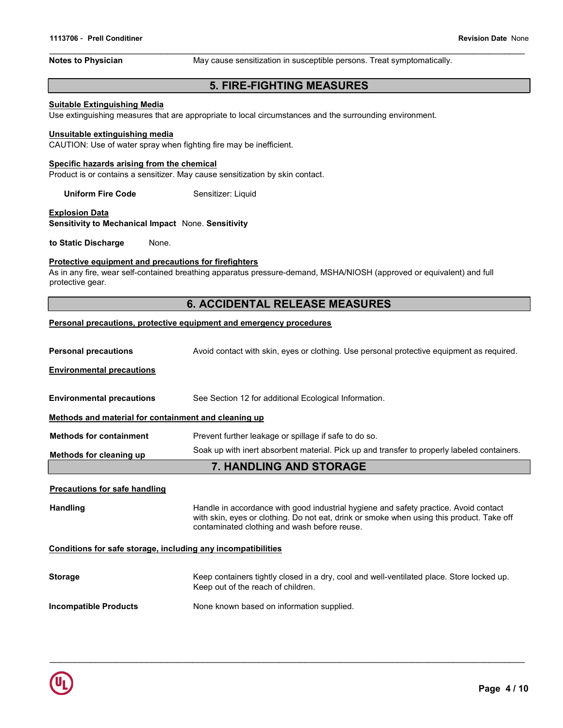| | |
|---|---|
| **Notes to Physician** | May cause sensitization in susceptible persons. Treat symptomatically. |

## 5. FIRE-FIGHTING MEASURES

**Suitable Extinguishing Media**
Use extinguishing measures that are appropriate to local circumstances and the surrounding environment.

**Unsuitable extinguishing media**
CAUTION: Use of water spray when fighting fire may be inefficient.

**Specific hazards arising from the chemical**
Product is or contains a sensitizer. May cause sensitization by skin contact.

**Uniform Fire Code** Sensitizer: Liquid

**Explosion Data**
**Sensitivity to Mechanical Impact** None. **Sensitivity to Static Discharge** None.

**Protective equipment and precautions for firefighters**
As in any fire, wear self-contained breathing apparatus pressure-demand, MSHA/NIOSH (approved or equivalent) and full protective gear.

## 6. ACCIDENTAL RELEASE MEASURES

**Personal precautions, protective equipment and emergency procedures**

| | |
|---|---|
| **Personal precautions** | Avoid contact with skin, eyes or clothing. Use personal protective equipment as required. |

**Environmental precautions**

| | |
|---|---|
| **Environmental precautions** | See Section 12 for additional Ecological Information. |

**Methods and material for containment and cleaning up**

| | |
|---|---|
| **Methods for containment** | Prevent further leakage or spillage if safe to do so. |
| **Methods for cleaning up** | Soak up with inert absorbent material. Pick up and transfer to properly labeled containers. |

## 7. HANDLING AND STORAGE

**Precautions for safe handling**

| | |
|---|---|
| **Handling** | Handle in accordance with good industrial hygiene and safety practice. Avoid contact with skin, eyes or clothing. Do not eat, drink or smoke when using this product. Take off contaminated clothing and wash before reuse. |

**Conditions for safe storage, including any incompatibilities**

| | |
|---|---|
| **Storage** | Keep containers tightly closed in a dry, cool and well-ventilated place. Store locked up. Keep out of the reach of children. |
| **Incompatible Products** | None known based on information supplied. |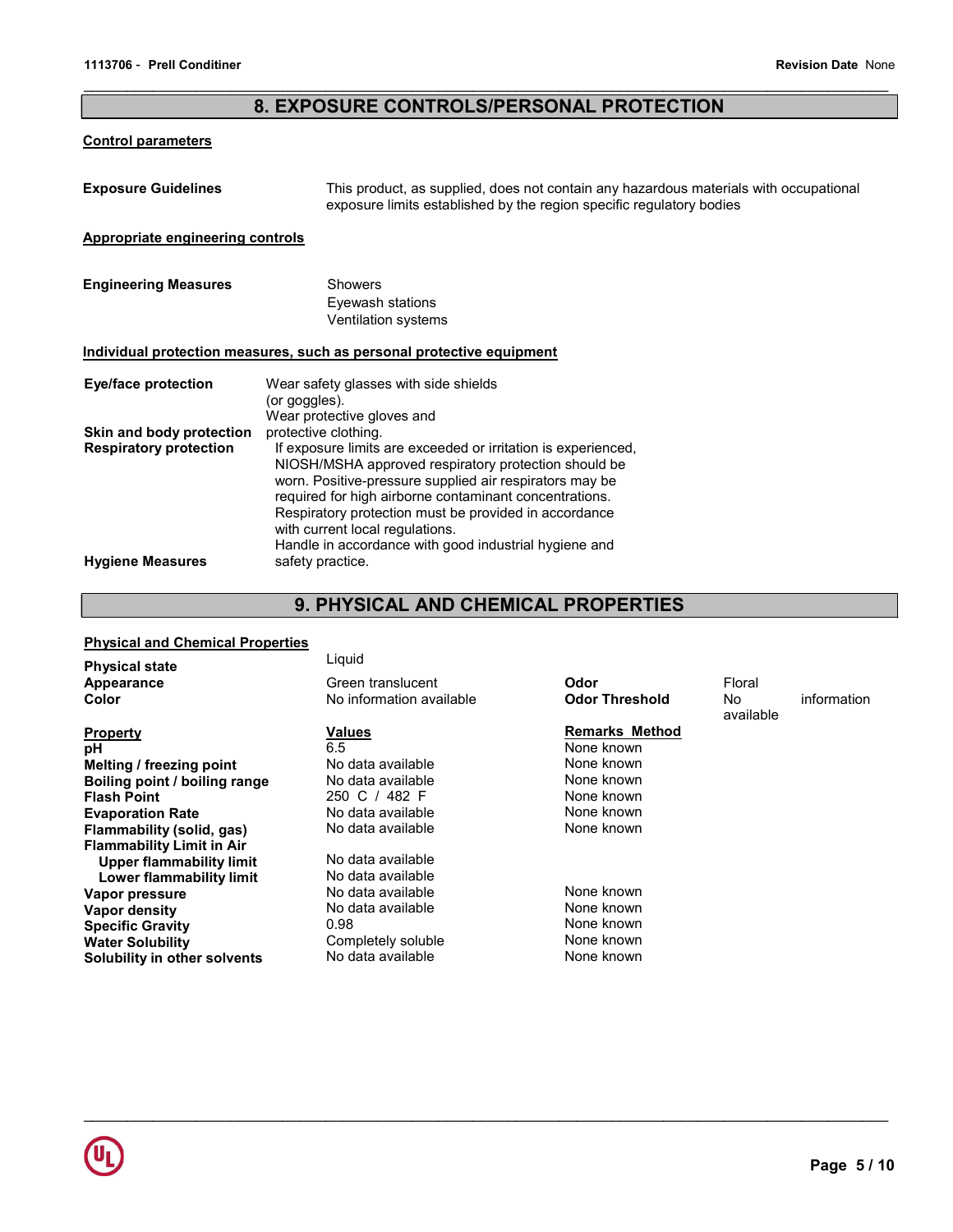## 8. EXPOSURE CONTROLS/PERSONAL PROTECTION

**Control parameters**

**Exposure Guidelines** This product, as supplied, does not contain any hazardous materials with occupational exposure limits established by the region specific regulatory bodies

**Appropriate engineering controls**

**Engineering Measures** Showers
Eyewash stations
Ventilation systems

**Individual protection measures, such as personal protective equipment**

**Eye/face protection** Wear safety glasses with side shields (or goggles).

**Skin and body protection** Wear protective gloves and protective clothing.

**Respiratory protection** If exposure limits are exceeded or irritation is experienced, NIOSH/MSHA approved respiratory protection should be worn. Positive-pressure supplied air respirators may be required for high airborne contaminant concentrations. Respiratory protection must be provided in accordance with current local regulations.

**Hygiene Measures** Handle in accordance with good industrial hygiene and safety practice.

## 9. PHYSICAL AND CHEMICAL PROPERTIES

**Physical and Chemical Properties**

| | | | |
|---|---|---|---|
| **Physical state** | Liquid | | |
| **Appearance** | Green translucent | **Odor** | Floral |
| **Color** | No information available | **Odor Threshold** | No information available |

| **Property** | **Values** | **Remarks Method** |
|---|---|---|
| **pH** | 6.5 | None known |
| **Melting / freezing point** | No data available | None known |
| **Boiling point / boiling range** | No data available | None known |
| **Flash Point** | 250 C / 482 F | None known |
| **Evaporation Rate** | No data available | None known |
| **Flammability (solid, gas)** | No data available | None known |
| **Flammability Limit in Air** | | |
| **Upper flammability limit** | No data available | |
| **Lower flammability limit** | No data available | |
| **Vapor pressure** | No data available | None known |
| **Vapor density** | No data available | None known |
| **Specific Gravity** | 0.98 | None known |
| **Water Solubility** | Completely soluble | None known |
| **Solubility in other solvents** | No data available | None known |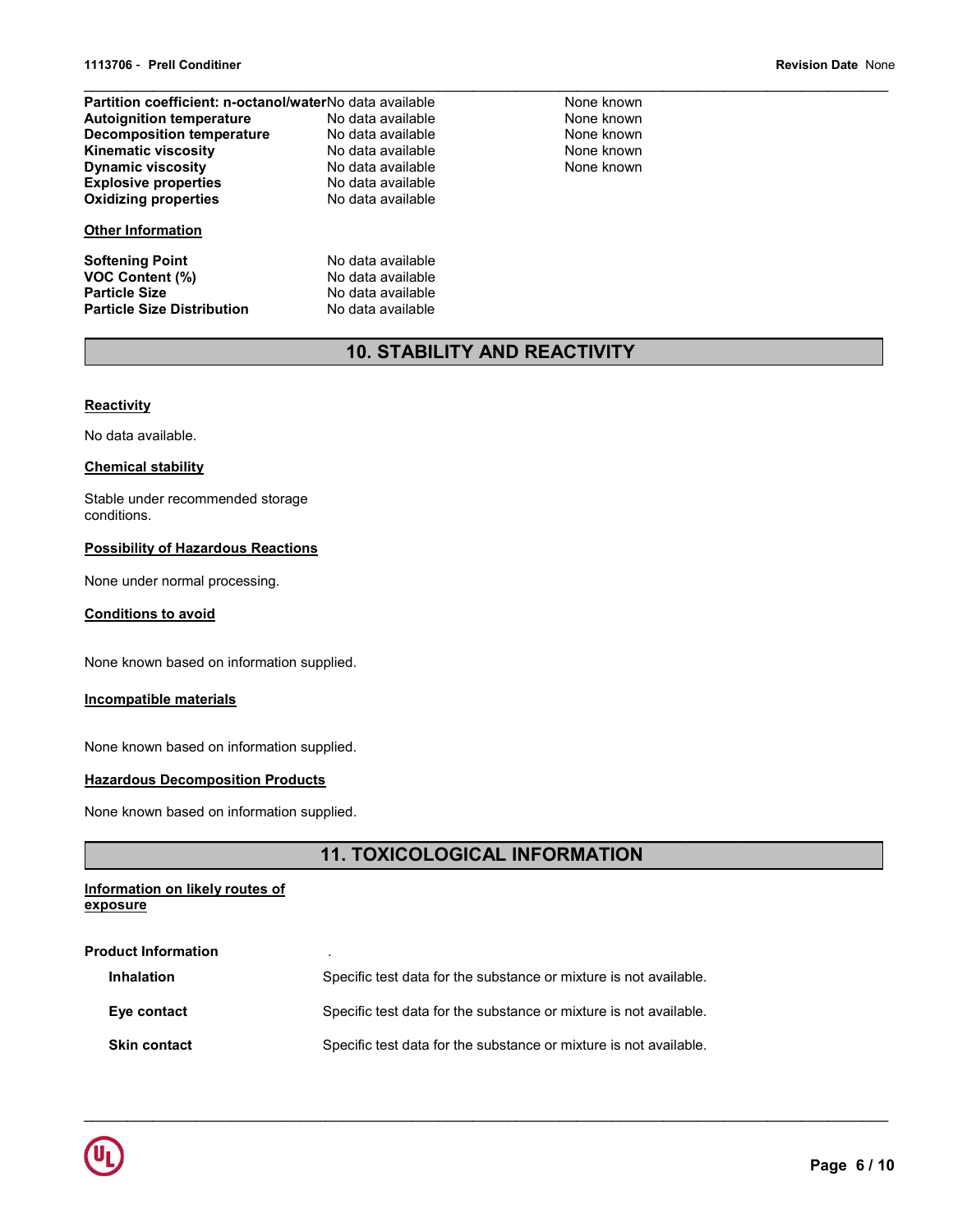| | | |
|---|---|---|
| **Partition coefficient: n-octanol/water** | No data available | None known |
| **Autoignition temperature** | No data available | None known |
| **Decomposition temperature** | No data available | None known |
| **Kinematic viscosity** | No data available | None known |
| **Dynamic viscosity** | No data available | None known |
| **Explosive properties** | No data available | |
| **Oxidizing properties** | No data available | |

**Other Information**

| | |
|---|---|
| **Softening Point** | No data available |
| **VOC Content (%)** | No data available |
| **Particle Size** | No data available |
| **Particle Size Distribution** | No data available |

## 10. STABILITY AND REACTIVITY

**Reactivity**

No data available.

**Chemical stability**

Stable under recommended storage conditions.

**Possibility of Hazardous Reactions**

None under normal processing.

**Conditions to avoid**

None known based on information supplied.

**Incompatible materials**

None known based on information supplied.

**Hazardous Decomposition Products**

None known based on information supplied.

## 11. TOXICOLOGICAL INFORMATION

**Information on likely routes of exposure**

**Product Information** .

| | |
|---|---|
| **Inhalation** | Specific test data for the substance or mixture is not available. |
| **Eye contact** | Specific test data for the substance or mixture is not available. |
| **Skin contact** | Specific test data for the substance or mixture is not available. |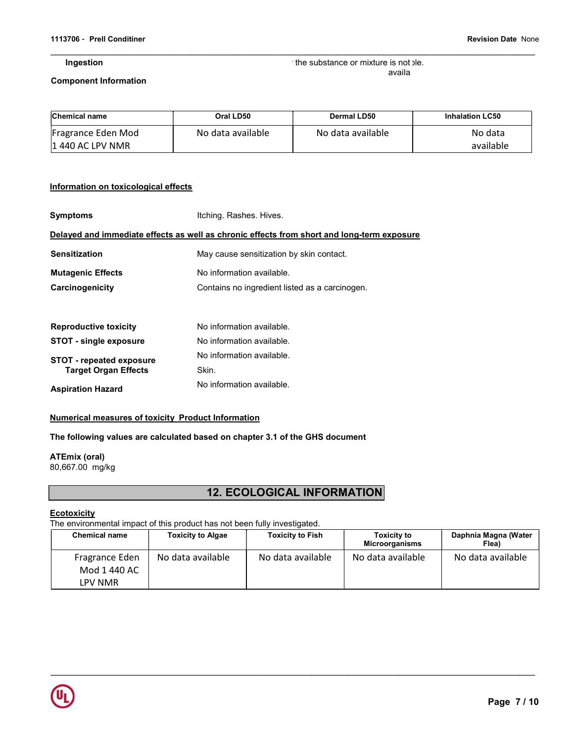**Ingestion** the substance or mixture is not available.

**Component Information**

| Chemical name | Oral LD50 | Dermal LD50 | Inhalation LC50 |
|---|---|---|---|
| Fragrance Eden Mod 1 440 AC LPV NMR | No data available | No data available | No data available |

**Information on toxicological effects**

**Symptoms** Itching. Rashes. Hives.

**Delayed and immediate effects as well as chronic effects from short and long-term exposure**

**Sensitization** May cause sensitization by skin contact.

**Mutagenic Effects** No information available.

**Carcinogenicity** Contains no ingredient listed as a carcinogen.

**Reproductive toxicity** No information available.

**STOT - single exposure** No information available.

**STOT - repeated exposure** No information available.

**Target Organ Effects** Skin.

**Aspiration Hazard** No information available.

**Numerical measures of toxicity Product Information**

**The following values are calculated based on chapter 3.1 of the GHS document**

**ATEmix (oral)**
80,667.00 mg/kg

## 12. ECOLOGICAL INFORMATION

**Ecotoxicity**
The environmental impact of this product has not been fully investigated.

| Chemical name | Toxicity to Algae | Toxicity to Fish | Toxicity to Microorganisms | Daphnia Magna (Water Flea) |
|---|---|---|---|---|
| Fragrance Eden Mod 1 440 AC LPV NMR | No data available | No data available | No data available | No data available |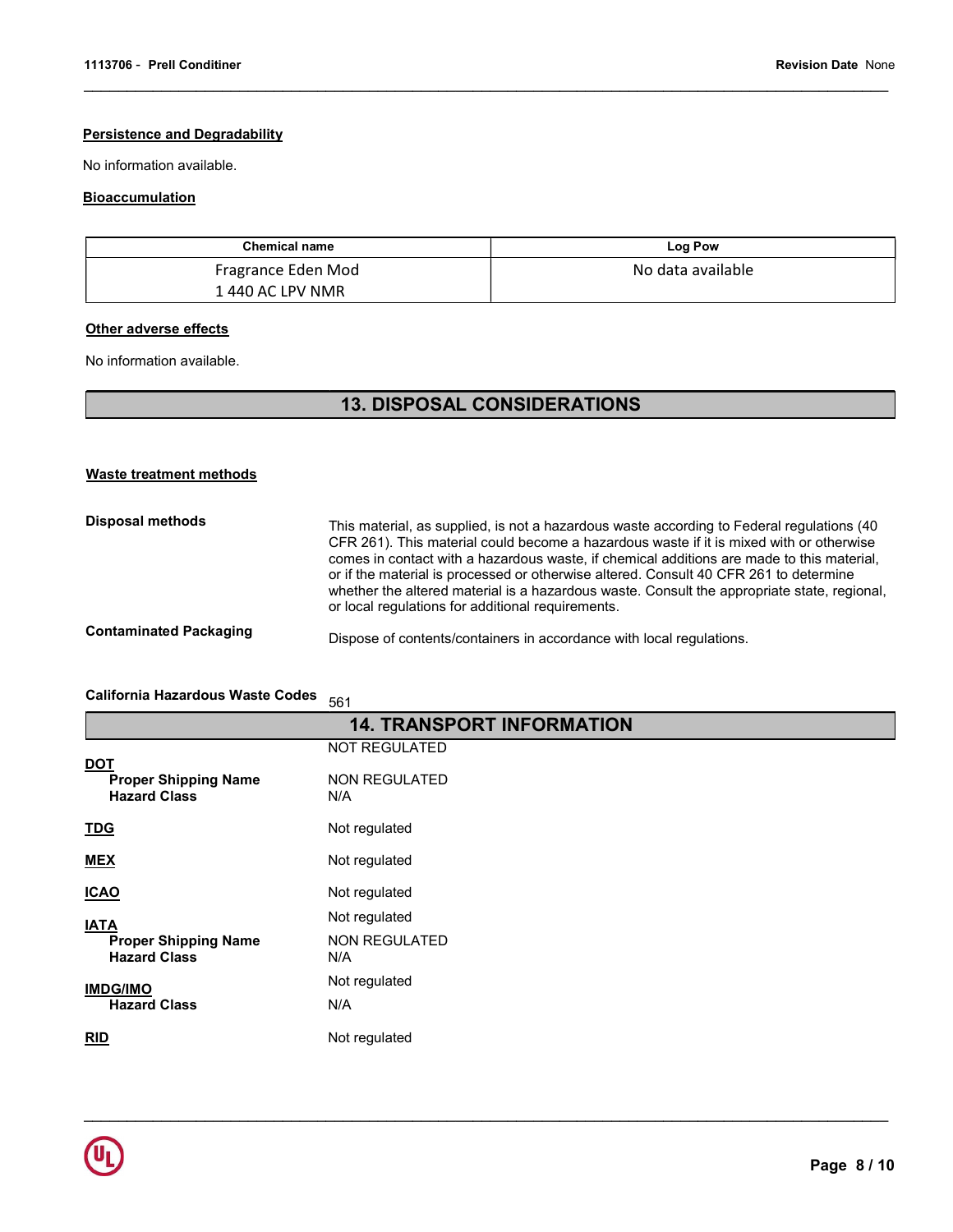### Persistence and Degradability

No information available.

### Bioaccumulation

| Chemical name | Log Pow |
|---|---|
| Fragrance Eden Mod 1 440 AC LPV NMR | No data available |

### Other adverse effects

No information available.

## 13. DISPOSAL CONSIDERATIONS

### Waste treatment methods

**Disposal methods**

This material, as supplied, is not a hazardous waste according to Federal regulations (40 CFR 261). This material could become a hazardous waste if it is mixed with or otherwise comes in contact with a hazardous waste, if chemical additions are made to this material, or if the material is processed or otherwise altered. Consult 40 CFR 261 to determine whether the altered material is a hazardous waste. Consult the appropriate state, regional, or local regulations for additional requirements.

**Contaminated Packaging**

Dispose of contents/containers in accordance with local regulations.

**California Hazardous Waste Codes** 561

## 14. TRANSPORT INFORMATION

**DOT** NOT REGULATED
- **Proper Shipping Name** NON REGULATED
- **Hazard Class** N/A

**TDG** Not regulated

**MEX** Not regulated

**ICAO** Not regulated

**IATA** Not regulated
- **Proper Shipping Name** NON REGULATED
- **Hazard Class** N/A

**IMDG/IMO** Not regulated
- **Hazard Class** N/A

**RID** Not regulated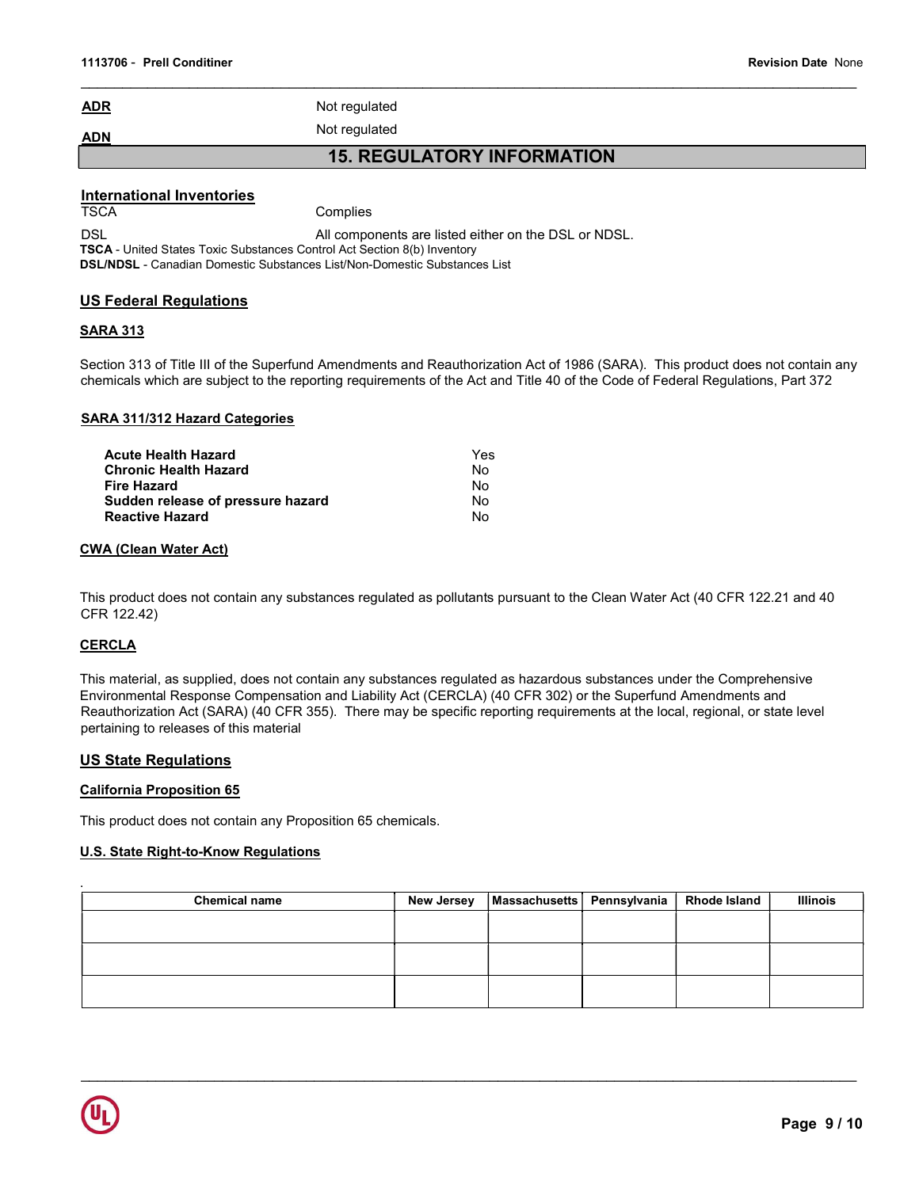**ADR** Not regulated

**ADN** Not regulated

## 15. REGULATORY INFORMATION

### International Inventories

TSCA Complies

DSL All components are listed either on the DSL or NDSL.

**TSCA** - United States Toxic Substances Control Act Section 8(b) Inventory
**DSL/NDSL** - Canadian Domestic Substances List/Non-Domestic Substances List

### US Federal Regulations

#### SARA 313

Section 313 of Title III of the Superfund Amendments and Reauthorization Act of 1986 (SARA). This product does not contain any chemicals which are subject to the reporting requirements of the Act and Title 40 of the Code of Federal Regulations, Part 372

#### SARA 311/312 Hazard Categories

| | |
|---|---|
| **Acute Health Hazard** | Yes |
| **Chronic Health Hazard** | No |
| **Fire Hazard** | No |
| **Sudden release of pressure hazard** | No |
| **Reactive Hazard** | No |

#### CWA (Clean Water Act)

This product does not contain any substances regulated as pollutants pursuant to the Clean Water Act (40 CFR 122.21 and 40 CFR 122.42)

#### CERCLA

This material, as supplied, does not contain any substances regulated as hazardous substances under the Comprehensive Environmental Response Compensation and Liability Act (CERCLA) (40 CFR 302) or the Superfund Amendments and Reauthorization Act (SARA) (40 CFR 355). There may be specific reporting requirements at the local, regional, or state level pertaining to releases of this material

### US State Regulations

#### California Proposition 65

This product does not contain any Proposition 65 chemicals.

#### U.S. State Right-to-Know Regulations

| Chemical name | New Jersey | Massachusetts | Pennsylvania | Rhode Island | Illinois |
|---|---|---|---|---|---|
| | | | | | |
| | | | | | |
| | | | | | |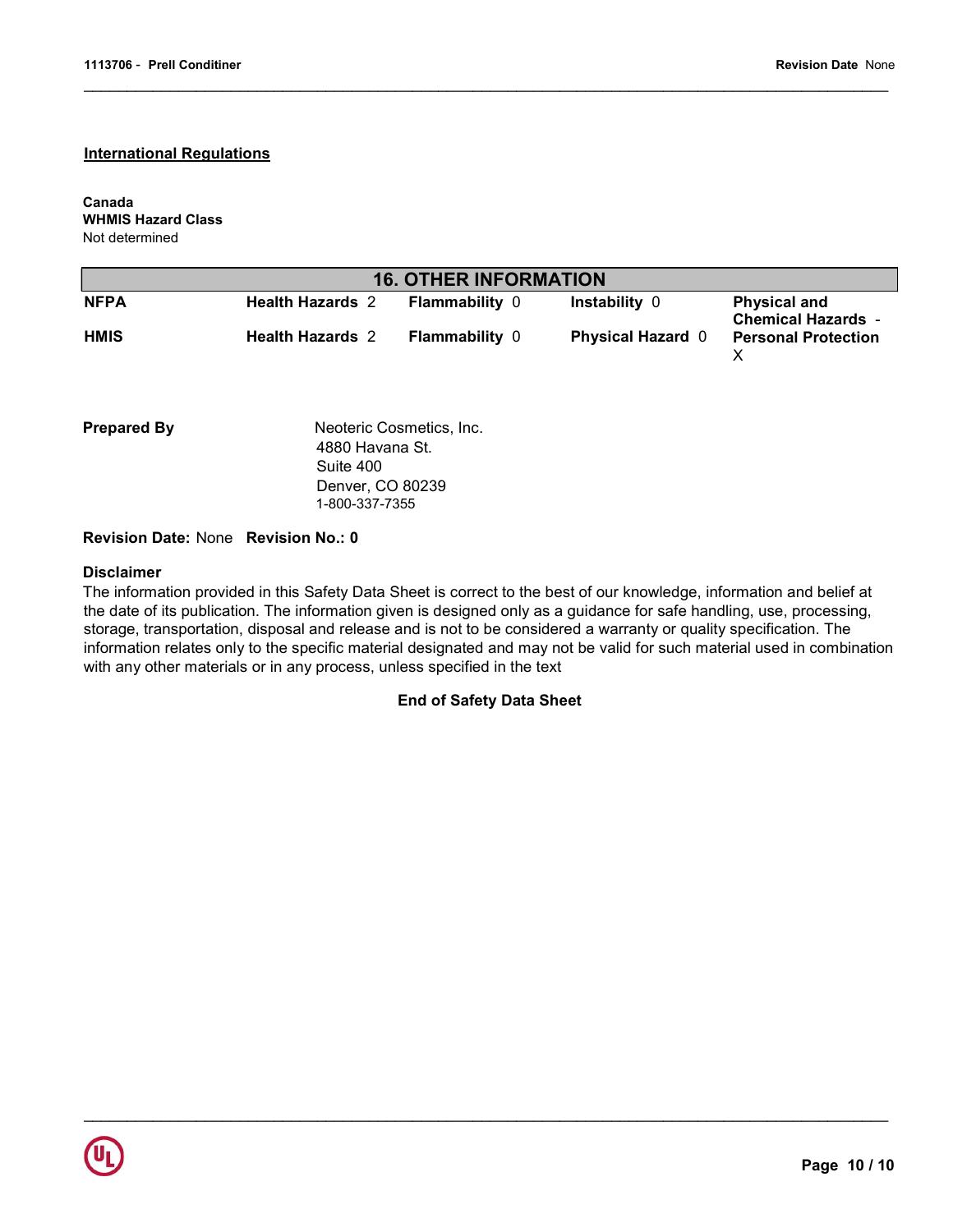### International Regulations

**Canada**
**WHMIS Hazard Class**
Not determined

## 16. OTHER INFORMATION

| | | | | |
|---|---|---|---|---|
| **NFPA** | **Health Hazards** 2 | **Flammability** 0 | **Instability** 0 | **Physical and Chemical Hazards** - |
| **HMIS** | **Health Hazards** 2 | **Flammability** 0 | **Physical Hazard** 0 | **Personal Protection** X |

**Prepared By**
Neoteric Cosmetics, Inc.
4880 Havana St.
Suite 400
Denver, CO 80239
1-800-337-7355

**Revision Date:** None **Revision No.: 0**

**Disclaimer**
The information provided in this Safety Data Sheet is correct to the best of our knowledge, information and belief at the date of its publication. The information given is designed only as a guidance for safe handling, use, processing, storage, transportation, disposal and release and is not to be considered a warranty or quality specification. The information relates only to the specific material designated and may not be valid for such material used in combination with any other materials or in any process, unless specified in the text

**End of Safety Data Sheet**